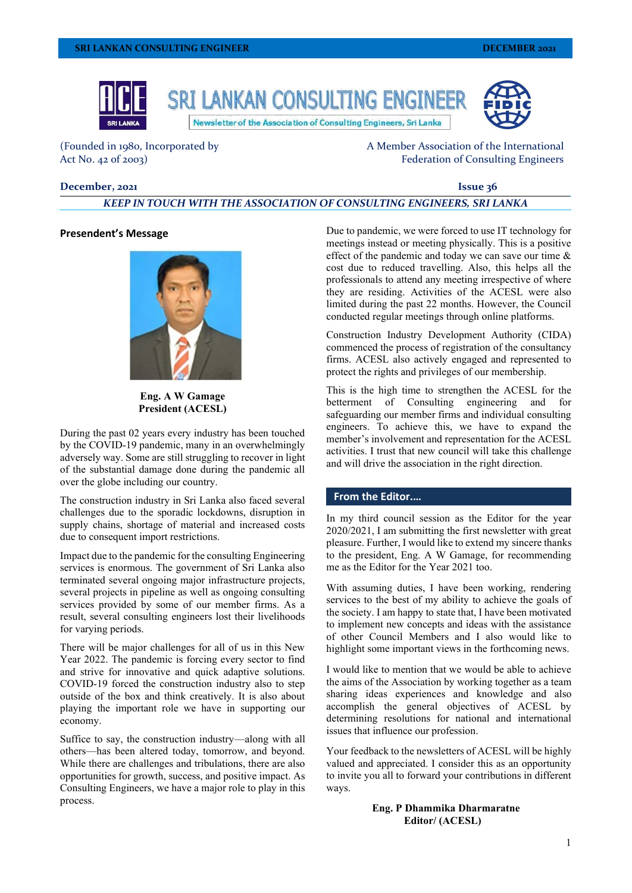# SRI LANKAN CONSULTING ENGINEER

Newsletter of the Association of Consulting Engineers, Sri Lanka

(Founded in 1980, Incorporated by Act No. 42 of 2003)

A Member Association of the International Federation of Consulting Engineers

**December, 2021** **Issue 36**

***KEEP IN TOUCH WITH THE ASSOCIATION OF CONSULTING ENGINEERS, SRI LANKA***

## Presendent's Message

**Eng. A W Gamage**
**President (ACESL)**

During the past 02 years every industry has been touched by the COVID-19 pandemic, many in an overwhelmingly adversely way. Some are still struggling to recover in light of the substantial damage done during the pandemic all over the globe including our country.

The construction industry in Sri Lanka also faced several challenges due to the sporadic lockdowns, disruption in supply chains, shortage of material and increased costs due to consequent import restrictions.

Impact due to the pandemic for the consulting Engineering services is enormous. The government of Sri Lanka also terminated several ongoing major infrastructure projects, several projects in pipeline as well as ongoing consulting services provided by some of our member firms. As a result, several consulting engineers lost their livelihoods for varying periods.

There will be major challenges for all of us in this New Year 2022. The pandemic is forcing every sector to find and strive for innovative and quick adaptive solutions. COVID-19 forced the construction industry also to step outside of the box and think creatively. It is also about playing the important role we have in supporting our economy.

Suffice to say, the construction industry—along with all others—has been altered today, tomorrow, and beyond. While there are challenges and tribulations, there are also opportunities for growth, success, and positive impact. As Consulting Engineers, we have a major role to play in this process.

Due to pandemic, we were forced to use IT technology for meetings instead or meeting physically. This is a positive effect of the pandemic and today we can save our time & cost due to reduced travelling. Also, this helps all the professionals to attend any meeting irrespective of where they are residing. Activities of the ACESL were also limited during the past 22 months. However, the Council conducted regular meetings through online platforms.

Construction Industry Development Authority (CIDA) commenced the process of registration of the consultancy firms. ACESL also actively engaged and represented to protect the rights and privileges of our membership.

This is the high time to strengthen the ACESL for the betterment of Consulting engineering and for safeguarding our member firms and individual consulting engineers. To achieve this, we have to expand the member's involvement and representation for the ACESL activities. I trust that new council will take this challenge and will drive the association in the right direction.

## From the Editor....

In my third council session as the Editor for the year 2020/2021, I am submitting the first newsletter with great pleasure. Further, I would like to extend my sincere thanks to the president, Eng. A W Gamage, for recommending me as the Editor for the Year 2021 too.

With assuming duties, I have been working, rendering services to the best of my ability to achieve the goals of the society. I am happy to state that, I have been motivated to implement new concepts and ideas with the assistance of other Council Members and I also would like to highlight some important views in the forthcoming news.

I would like to mention that we would be able to achieve the aims of the Association by working together as a team sharing ideas experiences and knowledge and also accomplish the general objectives of ACESL by determining resolutions for national and international issues that influence our profession.

Your feedback to the newsletters of ACESL will be highly valued and appreciated. I consider this as an opportunity to invite you all to forward your contributions in different ways.

**Eng. P Dhammika Dharmaratne**
**Editor/ (ACESL)**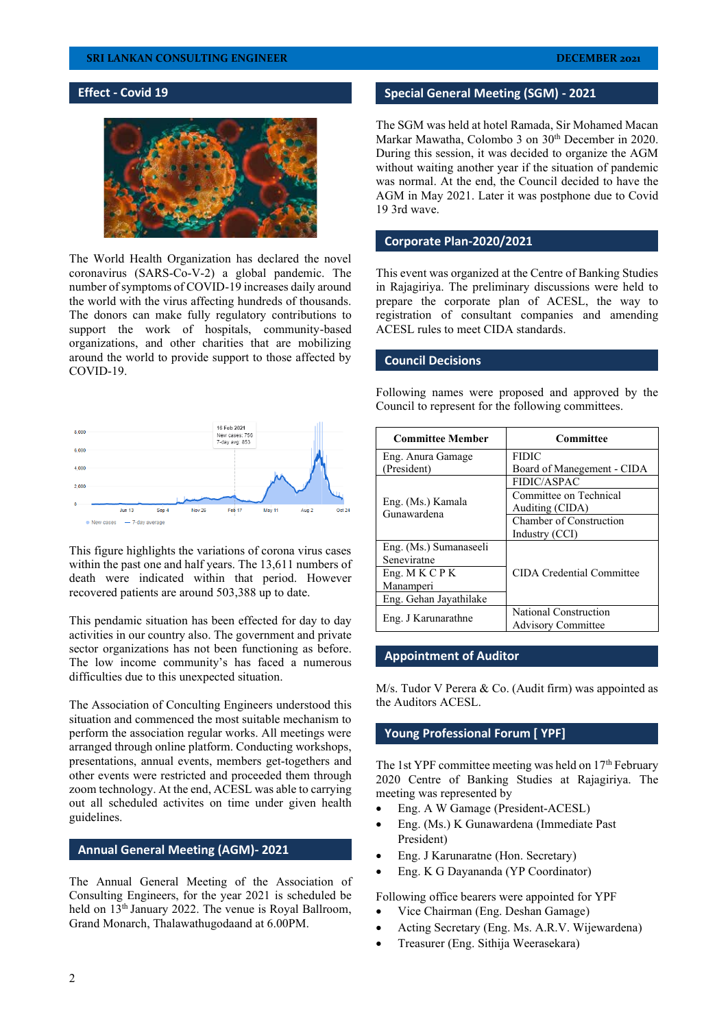## Effect - Covid 19

The World Health Organization has declared the novel coronavirus (SARS-Co-V-2) a global pandemic. The number of symptoms of COVID-19 increases daily around the world with the virus affecting hundreds of thousands. The donors can make fully regulatory contributions to support the work of hospitals, community-based organizations, and other charities that are mobilizing around the world to provide support to those affected by COVID-19.

This figure highlights the variations of corona virus cases within the past one and half years. The 13,611 numbers of death were indicated within that period. However recovered patients are around 503,388 up to date.

This pendamic situation has been effected for day to day activities in our country also. The government and private sector organizations has not been functioning as before. The low income community's has faced a numerous difficulties due to this unexpected situation.

The Association of Conculting Engineers understood this situation and commenced the most suitable mechanism to perform the association regular works. All meetings were arranged through online platform. Conducting workshops, presentations, annual events, members get-togethers and other events were restricted and proceeded them through zoom technology. At the end, ACESL was able to carrying out all scheduled activites on time under given health guidelines.

## Annual General Meeting (AGM)- 2021

The Annual General Meeting of the Association of Consulting Engineers, for the year 2021 is scheduled be held on 13th January 2022. The venue is Royal Ballroom, Grand Monarch, Thalawathugodaand at 6.00PM.

## Special General Meeting (SGM) - 2021

The SGM was held at hotel Ramada, Sir Mohamed Macan Markar Mawatha, Colombo 3 on 30th December in 2020. During this session, it was decided to organize the AGM without waiting another year if the situation of pandemic was normal. At the end, the Council decided to have the AGM in May 2021. Later it was postphone due to Covid 19 3rd wave.

## Corporate Plan-2020/2021

This event was organized at the Centre of Banking Studies in Rajagiriya. The preliminary discussions were held to prepare the corporate plan of ACESL, the way to registration of consultant companies and amending ACESL rules to meet CIDA standards.

## Council Decisions

Following names were proposed and approved by the Council to represent for the following committees.

| Committee Member | Committee |
|---|---|
| Eng. Anura Gamage (President) | FIDIC<br>Board of Manegement - CIDA |
| Eng. (Ms.) Kamala Gunawardena | FIDIC/ASPAC |
| | Committee on Technical Auditing (CIDA) |
| | Chamber of Construction Industry (CCI) |
| Eng. (Ms.) Sumanaseeli Seneviratne | CIDA Credential Committee |
| Eng. M K C P K Manamperi | |
| Eng. Gehan Jayathilake | |
| Eng. J Karunarathne | National Construction Advisory Committee |

## Appointment of Auditor

M/s. Tudor V Perera & Co. (Audit firm) was appointed as the Auditors ACESL.

## Young Professional Forum [ YPF]

The 1st YPF committee meeting was held on 17th February 2020 Centre of Banking Studies at Rajagiriya. The meeting was represented by

- Eng. A W Gamage (President-ACESL)
- Eng. (Ms.) K Gunawardena (Immediate Past President)
- Eng. J Karunaratne (Hon. Secretary)
- Eng. K G Dayananda (YP Coordinator)

Following office bearers were appointed for YPF

- Vice Chairman (Eng. Deshan Gamage)
- Acting Secretary (Eng. Ms. A.R.V. Wijewardena)
- Treasurer (Eng. Sithija Weerasekara)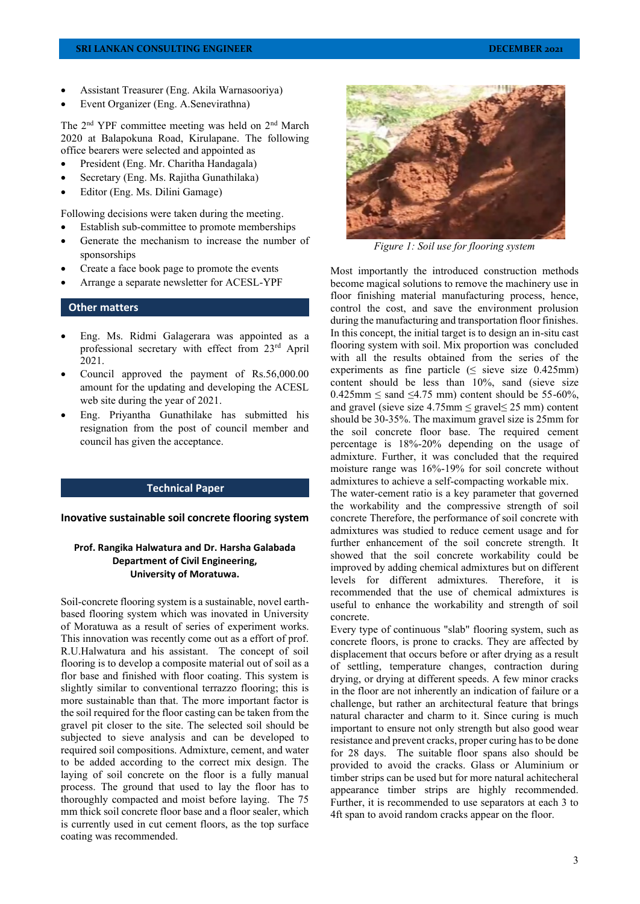- Assistant Treasurer (Eng. Akila Warnasooriya)
- Event Organizer (Eng. A.Senevirathna)

The 2nd YPF committee meeting was held on 2nd March 2020 at Balapokuna Road, Kirulapane. The following office bearers were selected and appointed as

- President (Eng. Mr. Charitha Handagala)
- Secretary (Eng. Ms. Rajitha Gunathilaka)
- Editor (Eng. Ms. Dilini Gamage)

Following decisions were taken during the meeting.

- Establish sub-committee to promote memberships
- Generate the mechanism to increase the number of sponsorships
- Create a face book page to promote the events
- Arrange a separate newsletter for ACESL-YPF

## Other matters

- Eng. Ms. Ridmi Galagerara was appointed as a professional secretary with effect from 23rd April 2021.
- Council approved the payment of Rs.56,000.00 amount for the updating and developing the ACESL web site during the year of 2021.
- Eng. Priyantha Gunathilake has submitted his resignation from the post of council member and council has given the acceptance.

## Technical Paper

### Inovative sustainable soil concrete flooring system

**Prof. Rangika Halwatura and Dr. Harsha Galabada**
**Department of Civil Engineering,**
**University of Moratuwa.**

Soil-concrete flooring system is a sustainable, novel earth-based flooring system which was inovated in University of Moratuwa as a result of series of experiment works. This innovation was recently come out as a effort of prof. R.U.Halwatura and his assistant. The concept of soil flooring is to develop a composite material out of soil as a flor base and finished with floor coating. This system is slightly similar to conventional terazzo flooring; this is more sustainable than that. The more important factor is the soil required for the floor casting can be taken from the gravel pit closer to the site. The selected soil should be subjected to sieve analysis and can be developed to required soil compositions. Admixture, cement, and water to be added according to the correct mix design. The laying of soil concrete on the floor is a fully manual process. The ground that used to lay the floor has to thoroughly compacted and moist before laying. The 75 mm thick soil concrete floor base and a floor sealer, which is currently used in cut cement floors, as the top surface coating was recommended.

*Figure 1: Soil use for flooring system*

Most importantly the introduced construction methods become magical solutions to remove the machinery use in floor finishing material manufacturing process, hence, control the cost, and save the environment prolusion during the manufacturing and transportation floor finishes. In this concept, the initial target is to design an in-situ cast flooring system with soil. Mix proportion was concluded with all the results obtained from the series of the experiments as fine particle (≤ sieve size 0.425mm) content should be less than 10%, sand (sieve size 0.425mm ≤ sand ≤4.75 mm) content should be 55-60%, and gravel (sieve size 4.75mm ≤ gravel≤ 25 mm) content should be 30-35%. The maximum gravel size is 25mm for the soil concrete floor base. The required cement percentage is 18%-20% depending on the usage of admixture. Further, it was concluded that the required moisture range was 16%-19% for soil concrete without admixtures to achieve a self-compacting workable mix.
The water-cement ratio is a key parameter that governed the workability and the compressive strength of soil concrete Therefore, the performance of soil concrete with admixtures was studied to reduce cement usage and for further enhancement of the soil concrete strength. It showed that the soil concrete workability could be improved by adding chemical admixtures but on different levels for different admixtures. Therefore, it is recommended that the use of chemical admixtures is useful to enhance the workability and strength of soil concrete.
Every type of continuous "slab" flooring system, such as concrete floors, is prone to cracks. They are affected by displacement that occurs before or after drying as a result of settling, temperature changes, contraction during drying, or drying at different speeds. A few minor cracks in the floor are not inherently an indication of failure or a challenge, but rather an architectural feature that brings natural character and charm to it. Since curing is much important to ensure not only strength but also good wear resistance and prevent cracks, proper curing has to be done for 28 days. The suitable floor spans also should be provided to avoid the cracks. Glass or Aluminium or timber strips can be used but for more natural achitecheral appearance timber strips are highly recommended. Further, it is recommended to use separators at each 3 to 4ft span to avoid random cracks appear on the floor.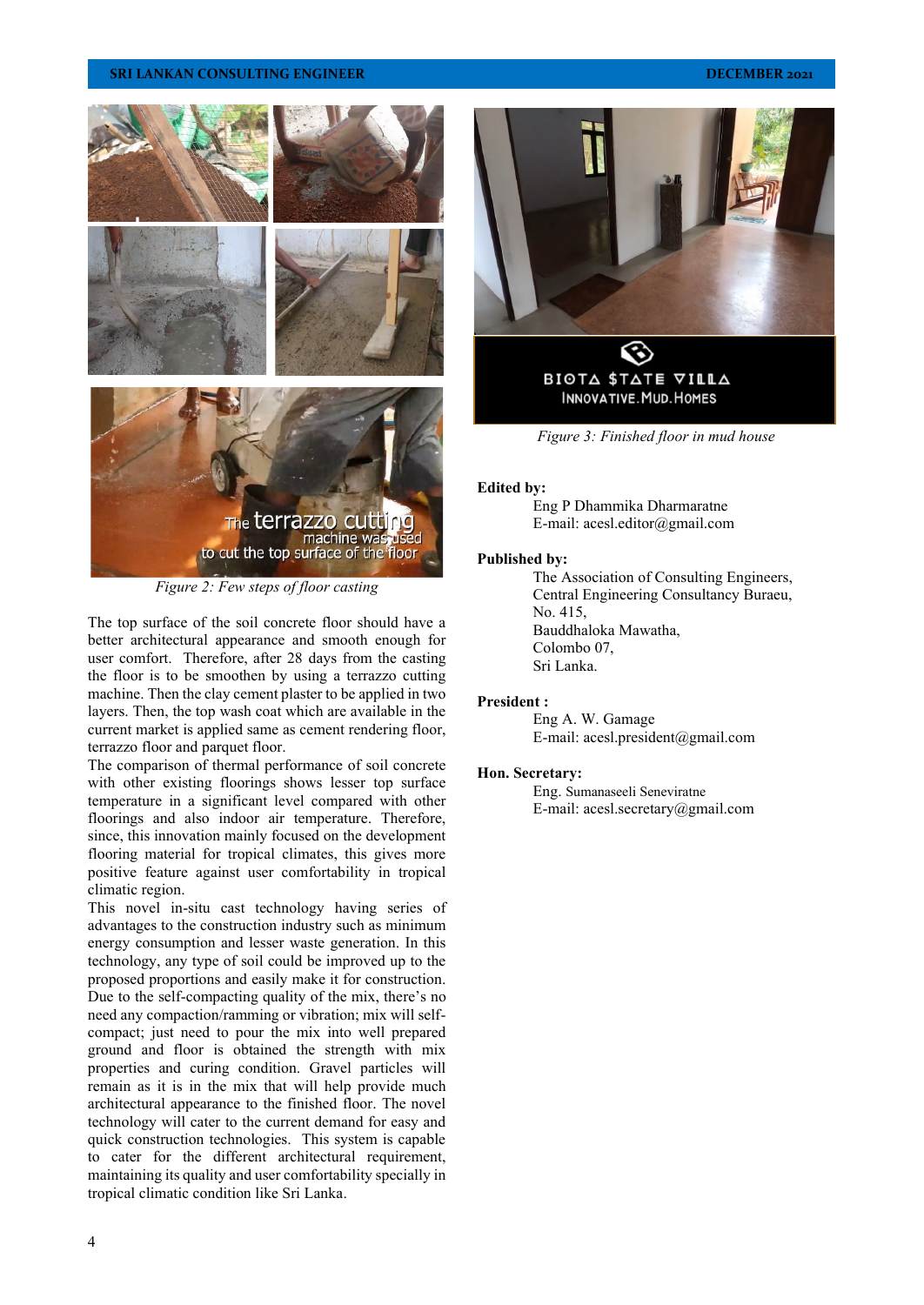Figure 2: Few steps of floor casting

The top surface of the soil concrete floor should have a better architectural appearance and smooth enough for user comfort. Therefore, after 28 days from the casting the floor is to be smoothen by using a terrazzo cutting machine. Then the clay cement plaster to be applied in two layers. Then, the top wash coat which are available in the current market is applied same as cement rendering floor, terrazzo floor and parquet floor.

The comparison of thermal performance of soil concrete with other existing floorings shows lesser top surface temperature in a significant level compared with other floorings and also indoor air temperature. Therefore, since, this innovation mainly focused on the development flooring material for tropical climates, this gives more positive feature against user comfortability in tropical climatic region.

This novel in-situ cast technology having series of advantages to the construction industry such as minimum energy consumption and lesser waste generation. In this technology, any type of soil could be improved up to the proposed proportions and easily make it for construction. Due to the self-compacting quality of the mix, there's no need any compaction/ramming or vibration; mix will self-compact; just need to pour the mix into well prepared ground and floor is obtained the strength with mix properties and curing condition. Gravel particles will remain as it is in the mix that will help provide much architectural appearance to the finished floor. The novel technology will cater to the current demand for easy and quick construction technologies. This system is capable to cater for the different architectural requirement, maintaining its quality and user comfortability specially in tropical climatic condition like Sri Lanka.

Figure 3: Finished floor in mud house

**Edited by:**
Eng P Dhammika Dharmaratne
E-mail: acesl.editor@gmail.com

**Published by:**
The Association of Consulting Engineers,
Central Engineering Consultancy Buraeu,
No. 415,
Bauddhaloka Mawatha,
Colombo 07,
Sri Lanka.

**President :**
Eng A. W. Gamage
E-mail: acesl.president@gmail.com

**Hon. Secretary:**
Eng. Sumanaseeli Seneviratne
E-mail: acesl.secretary@gmail.com